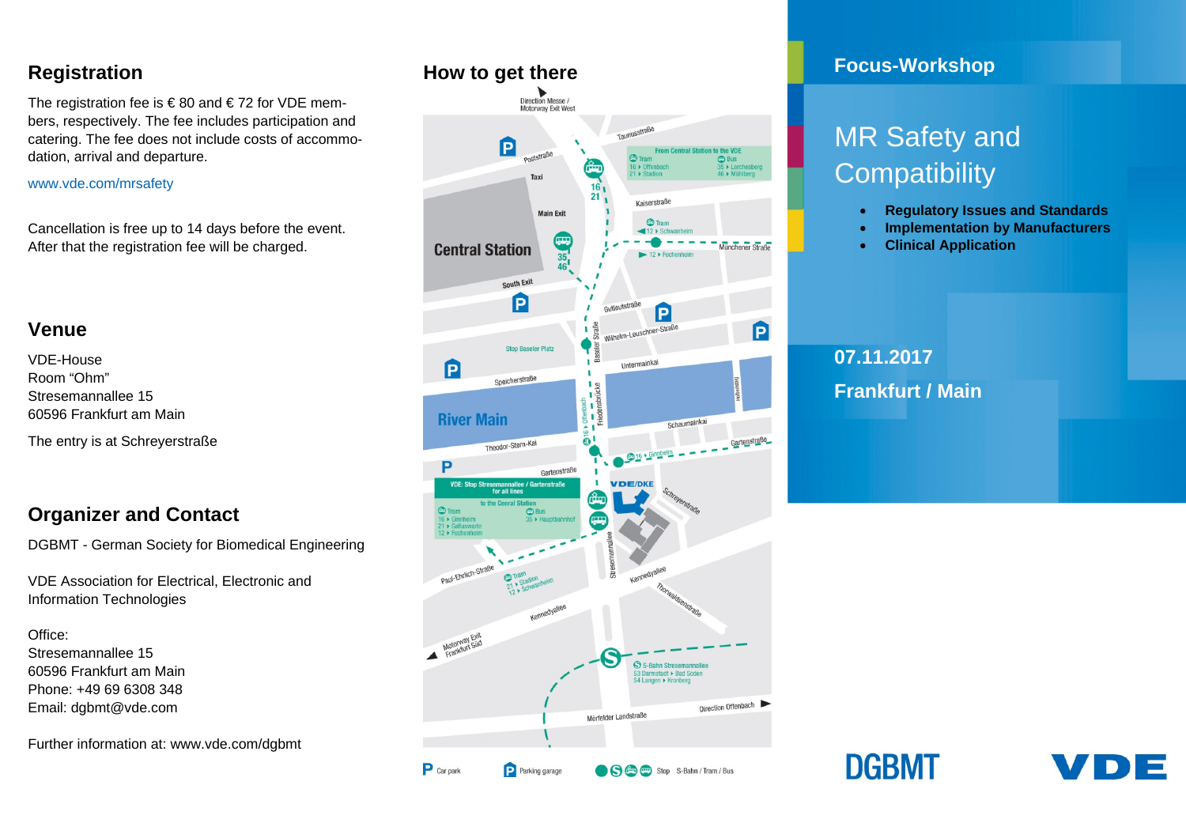## Registration

The registration fee is € 80 and € 72 for VDE members, respectively. The fee includes participation and catering. The fee does not include costs of accommodation, arrival and departure.

www.vde.com/mrsafety

Cancellation is free up to 14 days before the event. After that the registration fee will be charged.

## Venue

VDE-House
Room "Ohm"
Stresemannallee 15
60596 Frankfurt am Main

The entry is at Schreyerstraße

## Organizer and Contact

DGBMT - German Society for Biomedical Engineering

VDE Association for Electrical, Electronic and Information Technologies

Office:
Stresemannallee 15
60596 Frankfurt am Main
Phone: +49 69 6308 348
Email: dgbmt@vde.com

Further information at: www.vde.com/dgbmt

## How to get there

Direction Messe / Motorway Exit West

Taunusstraße, Poststraße, Taxi, Kaiserstraße, Main Exit, Central Station, South Exit, Münchener Straße, Gutleutstraße, Wilhelm-Leuschner-Straße, Baseler Straße, Stop Baseler Platz, Untermainkai, Speicherstraße, River Main, Friedensbrücke, Schaumainkai, Theodor-Stern-Kai, Gartenstraße, VDE/DKE, Schreyerstraße, Stresemannallee, Paul-Ehrlich-Straße, Kennedyallee, Thorwaldsenstraße, Motorway Exit Frankfurt Süd, Mörfelder Landstraße, Direction Offenbach

From Central Station to the VDE
Tram: 16 ▸ Offenbach, 21 ▸ Stadion
Bus: 35 ▸ Lerchesberg, 46 ▸ Mühlberg

Tram 12 ▸ Schwanheim
12 ▸ Fechenheim
16 ▸ Ginnheim

VDE: Stop Stresemannallee / Gartenstraße for all lines
to the Central Station
Tram: 16 ▸ Ginnheim, 21 ▸ Galluswarte, 12 ▸ Fechenheim
Bus: 35 ▸ Hauptbahnhof

Tram 21 ▸ Stadion, 12 ▸ Schwanheim

S-Bahn Stresemannallee
S3 Darmstadt ▸ Bad Soden
S4 Langen ▸ Kronberg

P Car park | Parking garage | Stop S-Bahn / Tram / Bus

## Focus-Workshop

# MR Safety and Compatibility

- **Regulatory Issues and Standards**
- **Implementation by Manufacturers**
- **Clinical Application**

**07.11.2017**

**Frankfurt / Main**

DGBMT

VDE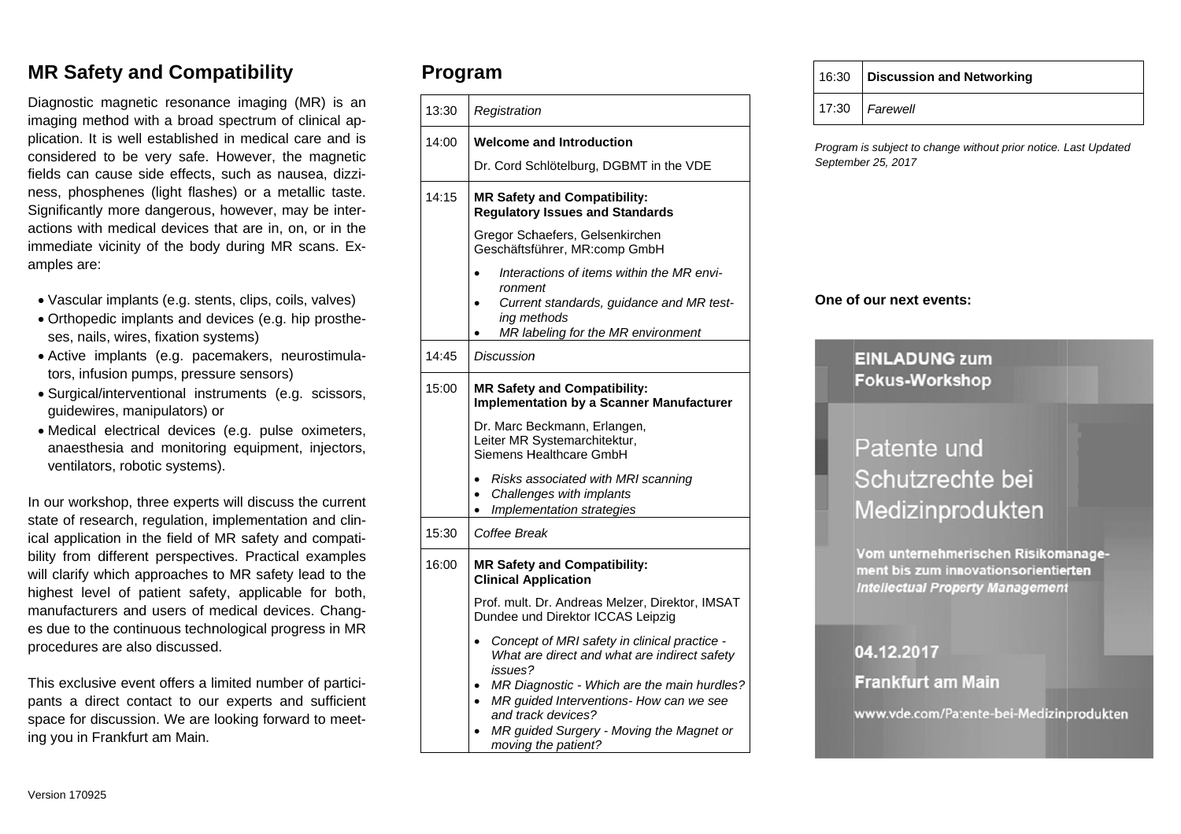## MR Safety and Compatibility

Diagnostic magnetic resonance imaging (MR) is an imaging method with a broad spectrum of clinical application. It is well established in medical care and is considered to be very safe. However, the magnetic fields can cause side effects, such as nausea, dizziness, phosphenes (light flashes) or a metallic taste. Significantly more dangerous, however, may be interactions with medical devices that are in, on, or in the immediate vicinity of the body during MR scans. Examples are:

- Vascular implants (e.g. stents, clips, coils, valves)
- Orthopedic implants and devices (e.g. hip prostheses, nails, wires, fixation systems)
- Active implants (e.g. pacemakers, neurostimulators, infusion pumps, pressure sensors)
- Surgical/interventional instruments (e.g. scissors, guidewires, manipulators) or
- Medical electrical devices (e.g. pulse oximeters, anaesthesia and monitoring equipment, injectors, ventilators, robotic systems).

In our workshop, three experts will discuss the current state of research, regulation, implementation and clinical application in the field of MR safety and compatibility from different perspectives. Practical examples will clarify which approaches to MR safety lead to the highest level of patient safety, applicable for both, manufacturers and users of medical devices. Changes due to the continuous technological progress in MR procedures are also discussed.

This exclusive event offers a limited number of participants a direct contact to our experts and sufficient space for discussion. We are looking forward to meeting you in Frankfurt am Main.

Version 170925

## Program

| | |
|---|---|
| 13:30 | *Registration* |
| 14:00 | **Welcome and Introduction**<br>Dr. Cord Schlötelburg, DGBMT in the VDE |
| 14:15 | **MR Safety and Compatibility: Regulatory Issues and Standards**<br>Gregor Schaefers, Gelsenkirchen Geschäftsführer, MR:comp GmbH<br>• *Interactions of items within the MR environment*<br>• *Current standards, guidance and MR testing methods*<br>• *MR labeling for the MR environment* |
| 14:45 | *Discussion* |
| 15:00 | **MR Safety and Compatibility: Implementation by a Scanner Manufacturer**<br>Dr. Marc Beckmann, Erlangen, Leiter MR Systemarchitektur, Siemens Healthcare GmbH<br>• *Risks associated with MRI scanning*<br>• *Challenges with implants*<br>• *Implementation strategies* |
| 15:30 | *Coffee Break* |
| 16:00 | **MR Safety and Compatibility: Clinical Application**<br>Prof. mult. Dr. Andreas Melzer, Direktor, IMSAT Dundee und Direktor ICCAS Leipzig<br>• *Concept of MRI safety in clinical practice - What are direct and what are indirect safety issues?*<br>• *MR Diagnostic - Which are the main hurdles?*<br>• *MR guided Interventions- How can we see and track devices?*<br>• *MR guided Surgery - Moving the Magnet or moving the patient?* |
| 16:30 | **Discussion and Networking** |
| 17:30 | *Farewell* |

*Program is subject to change without prior notice. Last Updated September 25, 2017*

**One of our next events:**

**EINLADUNG zum Fokus-Workshop**

Patente und Schutzrechte bei Medizinprodukten

**Vom unternehmerischen Risikomanagement bis zum innovationsorientierten *Intellectual Property Management***

**04.12.2017**

**Frankfurt am Main**

**www.vde.com/Patente-bei-Medizinprodukten**